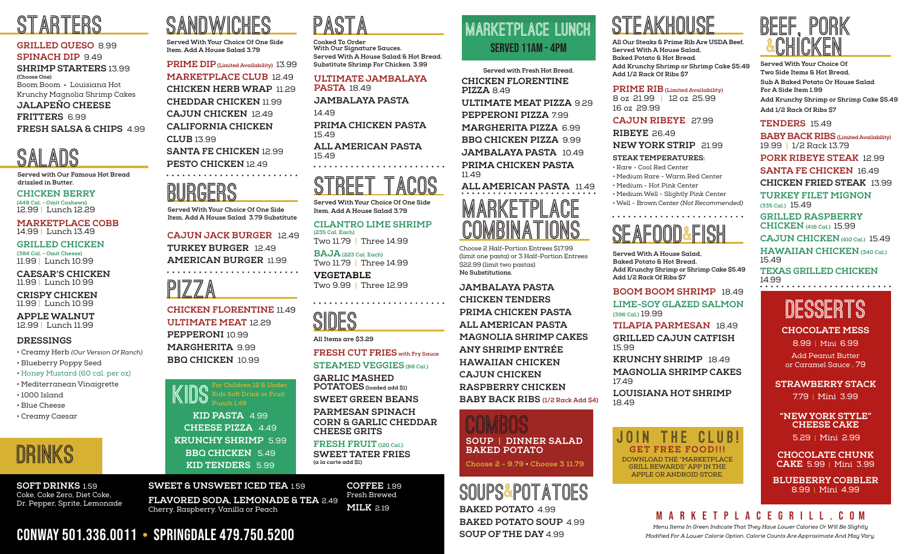# STARTERS

**GRILLED QUESO** 8.99
**SPINACH DIP** 9.49
**SHRIMP STARTERS** 13.99
(Choose One)
Boom Boom • Louisiana Hot
Krunchy Magnolia Shrimp Cakes
**JALAPEÑO CHEESE FRITTERS** 6.99
**FRESH SALSA & CHIPS** 4.99

# SALADS

Served with Our Famous Hot Bread drizzled in Butter.

**CHICKEN BERRY**
(448 Cal. - Omit Cashews)
12.99 | Lunch 12.29

**MARKETPLACE COBB**
14.99 | Lunch 13.49

**GRILLED CHICKEN**
(384 Cal. - Omit Cheese)
11.99 | Lunch 10.99

**CAESAR'S CHICKEN**
11.99 | Lunch 10.99

**CRISPY CHICKEN**
11.99 | Lunch 10.99

**APPLE WALNUT**
12.99 | Lunch 11.99

**DRESSINGS**
- Creamy Herb *(Our Version Of Ranch)*
- Blueberry Poppy Seed
- Honey Mustard (60 cal. per oz)
- Mediterranean Vinaigrette
- 1000 Island
- Blue Cheese
- Creamy Caesar

# SANDWICHES

Served With Your Choice Of One Side Item. Add A House Salad 3.79

**PRIME DIP** (Limited Availability) 13.99
**MARKETPLACE CLUB** 12.49
**CHICKEN HERB WRAP** 11.29
**CHEDDAR CHICKEN** 11.99
**CAJUN CHICKEN** 12.49
**CALIFORNIA CHICKEN CLUB** 13.99
**SANTA FE CHICKEN** 12.99
**PESTO CHICKEN** 12.49

# BURGERS

Served With Your Choice Of One Side Item. Add A House Salad 3.79 Substitute

**CAJUN JACK BURGER** 12.49
**TURKEY BURGER** 12.49
**AMERICAN BURGER** 11.99

# PIZZA

**CHICKEN FLORENTINE** 11.49
**ULTIMATE MEAT** 12.29
**PEPPERONI** 10.99
**MARGHERITA** 9.99
**BBQ CHICKEN** 10.99

# KIDS

For Children 12 & Under. Kids Soft Drink or Fruit Punch 1.49

**KID PASTA** 4.99
**CHEESE PIZZA** 4.49
**KRUNCHY SHRIMP** 5.99
**BBQ CHICKEN** 5.49
**KID TENDERS** 5.99

# PASTA

Cooked To Order With Our Signature Sauces.
Served With A House Salad & Hot Bread.
Substitute Shrimp For Chicken 3.99

**ULTIMATE JAMBALAYA PASTA** 18.49
**JAMBALAYA PASTA** 14.49
**PRIMA CHICKEN PASTA** 15.49
**ALL AMERICAN PASTA** 15.49

# STREET TACOS

Served With Your Choice Of One Side Item. Add A House Salad 3.79

**CILANTRO LIME SHRIMP**
(235 Cal. Each)
Two 11.79 | Three 14.99

**BAJA** (223 Cal. Each)
Two 11.79 | Three 14.99

**VEGETABLE**
Two 9.99 | Three 12.99

# SIDES

All Items are $3.29

**FRESH CUT FRIES** with Fry Sauce
**STEAMED VEGGIES** (88 Cal.)
**GARLIC MASHED POTATOES** (loaded add $1)
**SWEET GREEN BEANS**
**PARMESAN SPINACH**
**CORN & GARLIC CHEDDAR CHEESE GRITS**
**FRESH FRUIT** (120 Cal.)
**SWEET TATER FRIES**
(a la carte add $1)

# MARKETPLACE LUNCH

## SERVED 11AM - 4PM

Served with Fresh Hot Bread.

**CHICKEN FLORENTINE PIZZA** 8.49
**ULTIMATE MEAT PIZZA** 9.29
**PEPPERONI PIZZA** 7.99
**MARGHERITA PIZZA** 6.99
**BBQ CHICKEN PIZZA** 9.99
**JAMBALAYA PASTA** 10.49
**PRIMA CHICKEN PASTA** 11.49
**ALL AMERICAN PASTA** 11.49

# MARKETPLACE COMBINATIONS

Choose 2 Half-Portion Entrees $17.99 (limit one pasta) or 3 Half-Portion Entrees $22.99 (limit two pastas)
**No Substitutions.**

**JAMBALAYA PASTA**
**CHICKEN TENDERS**
**PRIMA CHICKEN PASTA**
**ALL AMERICAN PASTA**
**MAGNOLIA SHRIMP CAKES**
**ANY SHRIMP ENTRÉE**
**HAWAIIAN CHICKEN**
**CAJUN CHICKEN**
**RASPBERRY CHICKEN**
**BABY BACK RIBS** (1/2 Rack Add $4)

# COMBOS

**SOUP | DINNER SALAD BAKED POTATO**
Choose 2 - 9.79 • Choose 3 11.79

# SOUPS & POTATOES

**BAKED POTATO** 4.99
**BAKED POTATO SOUP** 4.99
**SOUP OF THE DAY** 4.99

# STEAKHOUSE

All Our Steaks Are USDA Beef.
Served With A House Salad, Baked Potato & Hot Bread.
Add Krunchy Shrimp or Shrimp Cake $5.49
Add 1/2 Rack Of Ribs $7

**PRIME RIB** (Limited Availability)
8 oz 21.99 | 12 oz 25.99
16 oz 29.99

**CAJUN RIBEYE** 27.99
**RIBEYE** 26.49
**NEW YORK STRIP** 21.99

**STEAK TEMPERATURES:**
- Rare - Cool Red Center
- Medium Rare - Warm Red Center
- Medium - Hot Pink Center
- Medium Well - Slightly Pink Center
- Well - Brown Center *(Not Recommended)*

# SEAFOOD & FISH

Served With A House Salad, Baked Potato & Hot Bread.
Add Krunchy Shrimp or Shrimp Cake $5.49
Add 1/2 Rack Of Ribs $7

**BOOM BOOM SHRIMP** 18.49
**LIME-SOY GLAZED SALMON** (396 Cal.) 19.99
**TILAPIA PARMESAN** 18.49
**GRILLED CAJUN CATFISH** 15.99
**KRUNCHY SHRIMP** 18.49
**MAGNOLIA SHRIMP CAKES** 17.49
**LOUISIANA HOT SHRIMP** 18.49

# JOIN THE CLUB!

**GET FREE FOOD!!!**
DOWNLOAD THE "MARKETPLACE GRILL REWARDS" APP IN THE APPLE OR ANDROID STORE.

# BEEF, PORK & CHICKEN

Served With Your Choice Of Two Side Items & Hot Bread.
Sub A Baked Potato Or House Salad For A Side Item 1.99
Add Krunchy Shrimp or Shrimp Cake $5.49
Add 1/2 Rack Of Ribs $7

**TENDERS** 15.49
**BABY BACK RIBS** (Limited Availability)
19.99 | 1/2 Rack 13.79
**PORK RIBEYE STEAK** 12.99
**SANTA FE CHICKEN** 16.49
**CHICKEN FRIED STEAK** 13.99
**TURKEY FILET MIGNON** (335 Cal.) 15.49
**GRILLED RASPBERRY CHICKEN** (416 Cal.) 15.99
**CAJUN CHICKEN** (410 Cal.) 15.49
**HAWAIIAN CHICKEN** (340 Cal.) 15.49
**TEXAS GRILLED CHICKEN** 14.99

# DESSERTS

**CHOCOLATE MESS**
8.99 | Mini 6.99
Add Peanut Butter or Caramel Sauce .79

**STRAWBERRY STACK**
7.79 | Mini 3.99

**"NEW YORK STYLE" CHEESE CAKE**
5.29 | Mini 2.99

**CHOCOLATE CHUNK CAKE** 5.99 | Mini 3.99

**BLUEBERRY COBBLER**
8.99 | Mini 4.99

# DRINKS

**SOFT DRINKS** 1.59
Coke, Coke Zero, Diet Coke, Dr. Pepper, Sprite, Lemonade

**SWEET & UNSWEET ICED TEA** 1.59

**FLAVORED SODA, LEMONADE & TEA** 2.49
Cherry, Raspberry, Vanilla or Peach

**COFFEE** 1.99
Fresh Brewed

**MILK** 2.19

**CONWAY 501.336.0011 • SPRINGDALE 479.750.5200**

MARKETPLACEGRILL.COM

*Menu Items In Green Indicate That They Have Lower Calories Or Will Be Slightly Modified For A Lower Calorie Option. Calorie Counts Are Approximate And May Vary.*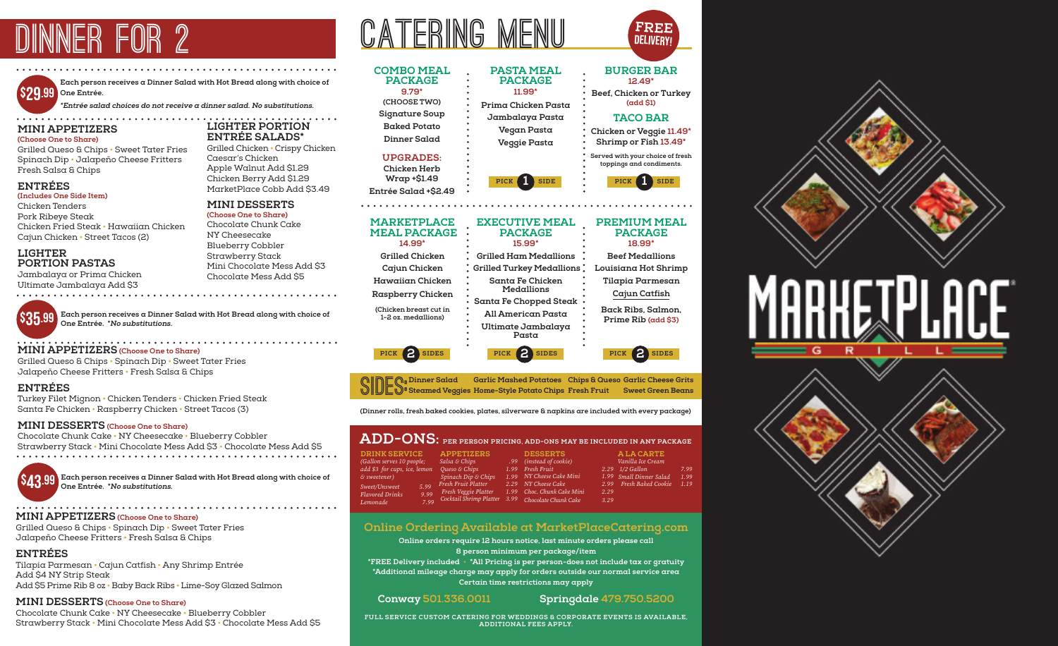# DINNER FOR 2

## $29.99

Each person receives a Dinner Salad with Hot Bread along with choice of One Entrée.

*\*Entrée salad choices do not receive a dinner salad. No substitutions.*

### MINI APPETIZERS
(Choose One to Share)

Grilled Queso & Chips • Sweet Tater Fries
Spinach Dip • Jalapeño Cheese Fritters
Fresh Salsa & Chips

### ENTRÉES
(Includes One Side Item)

Chicken Tenders
Pork Ribeye Steak
Chicken Fried Steak • Hawaiian Chicken
Cajun Chicken • Street Tacos (2)

### LIGHTER PORTION PASTAS

Jambalaya or Prima Chicken
Ultimate Jambalaya Add $3

### LIGHTER PORTION ENTRÉE SALADS*

Grilled Chicken • Crispy Chicken
Caesar's Chicken
Apple Walnut Add $1.29
Chicken Berry Add $1.29
MarketPlace Cobb Add $3.49

### MINI DESSERTS
(Choose One to Share)

Chocolate Chunk Cake
NY Cheesecake
Blueberry Cobbler
Strawberry Stack
Mini Chocolate Mess Add $3
Chocolate Mess Add $5

## $35.99

Each person receives a Dinner Salad with Hot Bread along with choice of One Entrée. *\*No substitutions.*

### MINI APPETIZERS (Choose One to Share)

Grilled Queso & Chips • Spinach Dip • Sweet Tater Fries
Jalapeño Cheese Fritters • Fresh Salsa & Chips

### ENTRÉES

Turkey Filet Mignon • Chicken Tenders • Chicken Fried Steak
Santa Fe Chicken • Raspberry Chicken • Street Tacos (3)

### MINI DESSERTS (Choose One to Share)

Chocolate Chunk Cake • NY Cheesecake • Blueberry Cobbler
Strawberry Stack • Mini Chocolate Mess Add $3 • Chocolate Mess Add $5

## $43.99

Each person receives a Dinner Salad with Hot Bread along with choice of One Entrée. *\*No substitutions.*

### MINI APPETIZERS (Choose One to Share)

Grilled Queso & Chips • Spinach Dip • Sweet Tater Fries
Jalapeño Cheese Fritters • Fresh Salsa & Chips

### ENTRÉES

Tilapia Parmesan • Cajun Catfish • Any Shrimp Entrée
Add $4 NY Strip Steak
Add $5 Prime Rib 8 oz • Baby Back Ribs • Lime-Soy Glazed Salmon

### MINI DESSERTS (Choose One to Share)

Chocolate Chunk Cake • NY Cheesecake • Blueberry Cobbler
Strawberry Stack • Mini Chocolate Mess Add $3 • Chocolate Mess Add $5

# CATERING MENU

**FREE DELIVERY!**

### COMBO MEAL PACKAGE
9.79*

(CHOOSE TWO)
Signature Soup
Baked Potato
Dinner Salad

**UPGRADES:**
Chicken Herb Wrap +$1.49
Entrée Salad +$2.49

### PASTA MEAL PACKAGE
11.99*

Prima Chicken Pasta
Jambalaya Pasta
Vegan Pasta
Veggie Pasta

PICK 1 SIDE

### BURGER BAR
12.49*

Beef, Chicken or Turkey (add $1)

### TACO BAR

Chicken or Veggie 11.49*
Shrimp or Fish 13.49*

Served with your choice of fresh toppings and condiments.

PICK 1 SIDE

### MARKETPLACE MEAL PACKAGE
14.99*

Grilled Chicken
Cajun Chicken
Hawaiian Chicken
Raspberry Chicken

(Chicken breast cut in 1-2 oz. medallions)

PICK 2 SIDES

### EXECUTIVE MEAL PACKAGE
15.99*

Grilled Ham Medallions
Grilled Turkey Medallions
Santa Fe Chicken Medallions
Santa Fe Chopped Steak
All American Pasta
Ultimate Jambalaya Pasta

PICK 2 SIDES

### PREMIUM MEAL PACKAGE
18.99*

Beef Medallions
Louisiana Hot Shrimp
Tilapia Parmesan
Cajun Catfish
Back Ribs, Salmon, Prime Rib (add $3)

PICK 2 SIDES

### SIDES:

Dinner Salad • Garlic Mashed Potatoes • Chips & Queso • Garlic Cheese Grits
Steamed Veggies • Home-Style Potato Chips • Fresh Fruit • Sweet Green Beans

(Dinner rolls, fresh baked cookies, plates, silverware & napkins are included with every package)

## ADD-ONS: PER PERSON PRICING. ADD-ONS MAY BE INCLUDED IN ANY PACKAGE

**DRINK SERVICE**
*(Gallon serves 10 people; add $3 for cups, ice, lemon & sweetener)*
*Sweet/Unsweet 5.99*
*Flavored Drinks 9.99*
*Lemonade 7.99*

**APPETIZERS**
*Salsa & Chips .99*
*Queso & Chips 1.99*
*Spinach Dip & Chips 1.99*
*Fresh Fruit Platter 2.29*
*Fresh Veggie Platter 1.99*
*Cocktail Shrimp Platter 3.99*

**DESSERTS**
*(instead of cookie)*
*Fresh Fruit 2.29*
*NY Cheese Cake Mini 1.99*
*NY Cheese Cake 2.99*
*Choc. Chunk Cake Mini 2.29*
*Chocolate Chunk Cake 3.29*

**A LA CARTE**
*Vanilla Ice Cream*
*1/2 Gallon 7.99*
*Small Dinner Salad 1.99*
*Fresh Baked Cookie 1.19*

## Online Ordering Available at MarketPlaceCatering.com

Online orders require 12 hours notice, last minute orders please call
8 person minimum per package/item
*FREE Delivery included • *All Pricing is per person-does not include tax or gratuity
*Additional mileage charge may apply for orders outside our normal service area
Certain time restrictions may apply

**Conway 501.336.0011** | **Springdale 479.750.5200**

FULL SERVICE CUSTOM CATERING FOR WEDDINGS & CORPORATE EVENTS IS AVAILABLE. ADDITIONAL FEES APPLY.

MARKETPLACE® GRILL